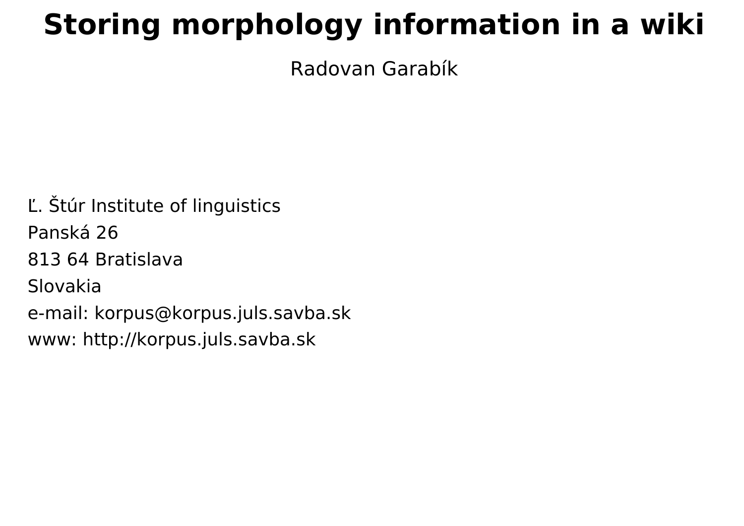# Storing morphology information in a wiki

Radovan Garabík

Ľ. Štúr Institute of linguistics
Panská 26
813 64 Bratislava
Slovakia
e-mail: korpus@korpus.juls.savba.sk
www: http://korpus.juls.savba.sk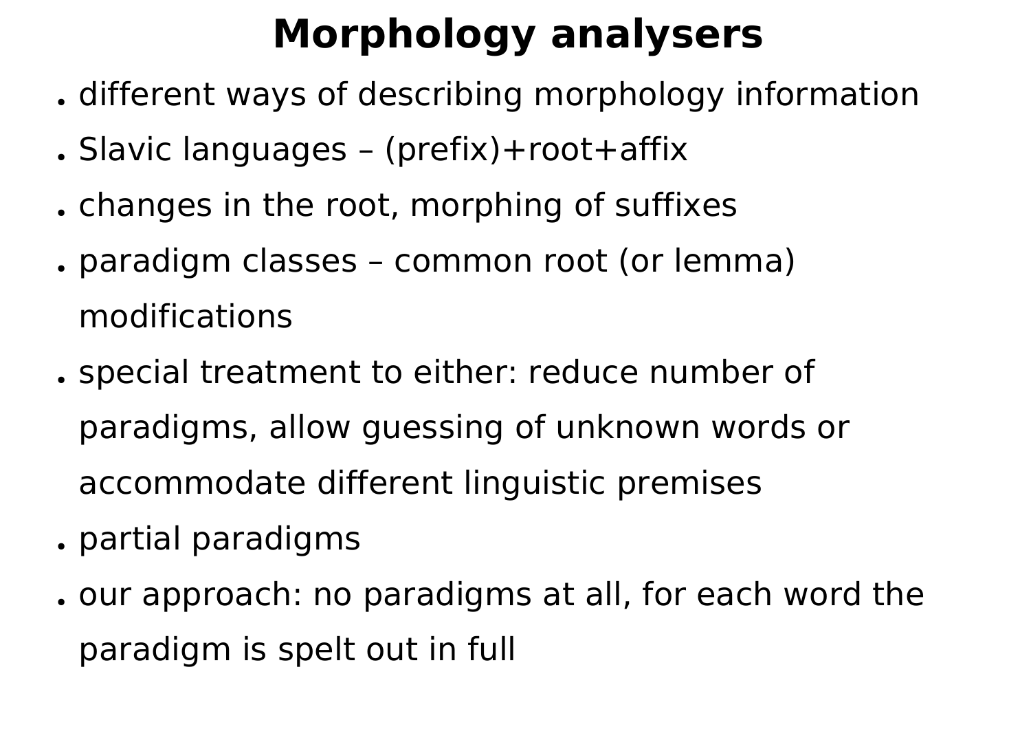# Morphology analysers

- different ways of describing morphology information
- Slavic languages – (prefix)+root+affix
- changes in the root, morphing of suffixes
- paradigm classes – common root (or lemma) modifications
- special treatment to either: reduce number of paradigms, allow guessing of unknown words or accommodate different linguistic premises
- partial paradigms
- our approach: no paradigms at all, for each word the paradigm is spelt out in full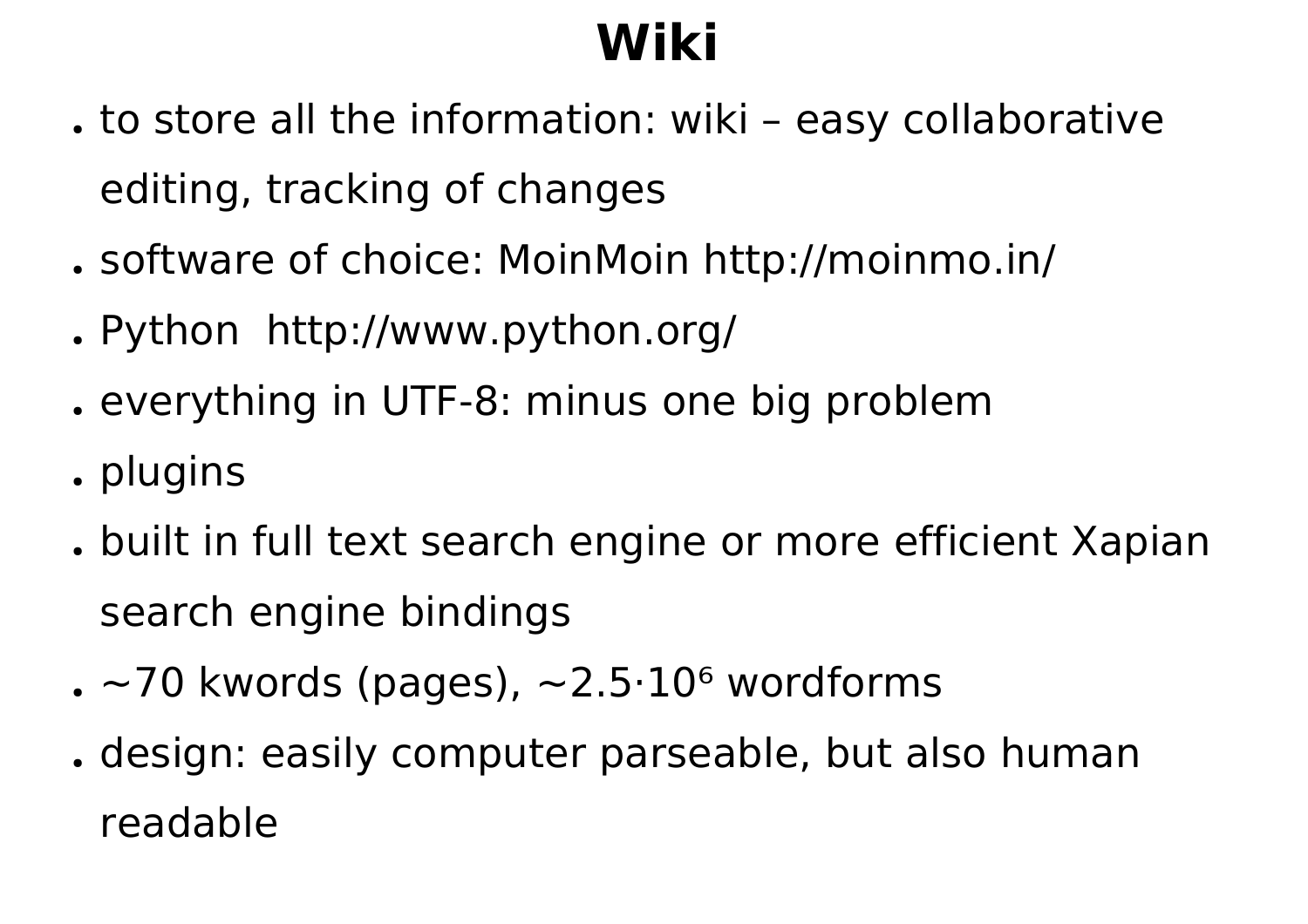# Wiki

- to store all the information: wiki – easy collaborative editing, tracking of changes
- software of choice: MoinMoin http://moinmo.in/
- Python  http://www.python.org/
- everything in UTF-8: minus one big problem
- plugins
- built in full text search engine or more efficient Xapian search engine bindings
- ~70 kwords (pages), ~$2.5 \cdot 10^6$ wordforms
- design: easily computer parseable, but also human readable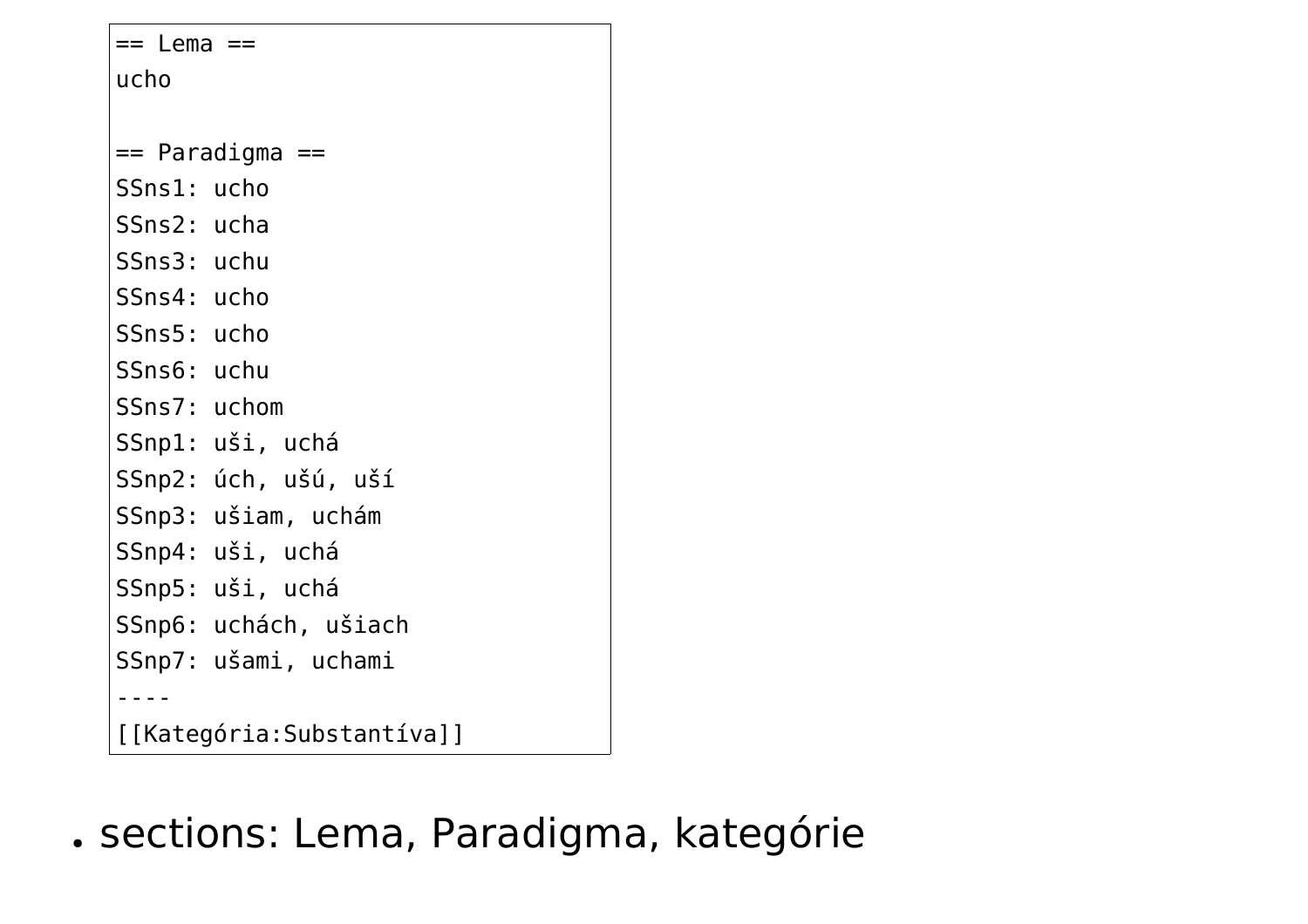```
== Lema ==
ucho

== Paradigma ==
SSns1: ucho
SSns2: ucha
SSns3: uchu
SSns4: ucho
SSns5: ucho
SSns6: uchu
SSns7: uchom
SSnp1: uši, uchá
SSnp2: úch, ušú, uší
SSnp3: ušiam, uchám
SSnp4: uši, uchá
SSnp5: uši, uchá
SSnp6: uchách, ušiach
SSnp7: ušami, uchami
----
[[Kategória:Substantíva]]
```

- sections: Lema, Paradigma, kategórie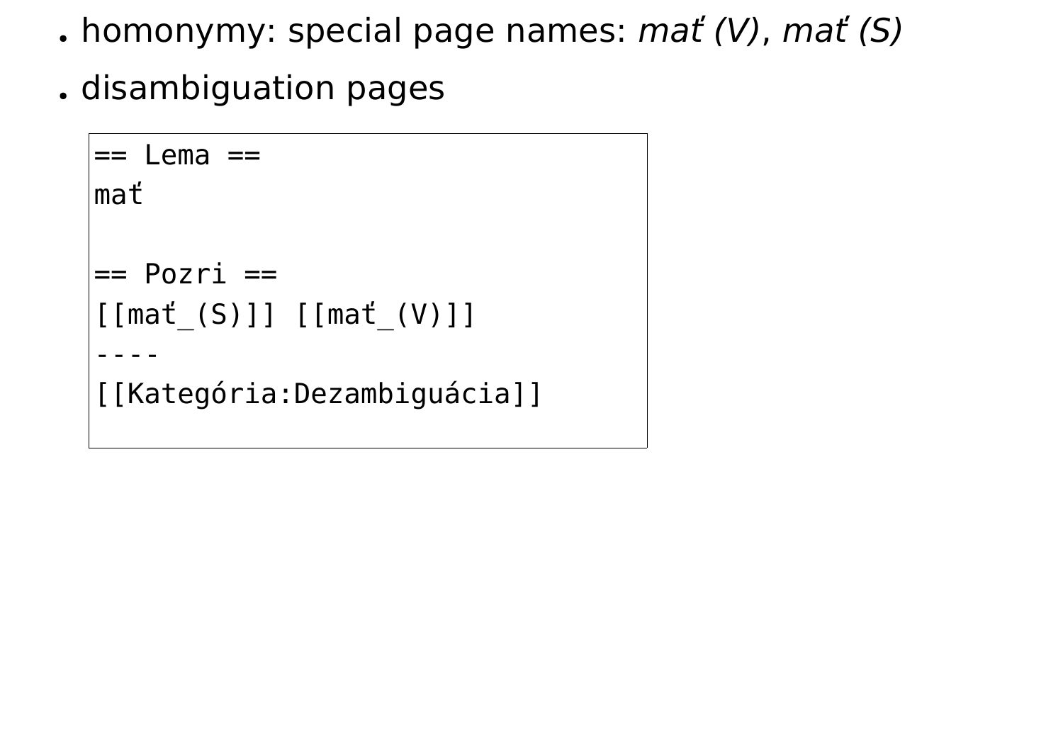- homonymy: special page names: *mať (V)*, *mať (S)*
- disambiguation pages

```
== Lema ==
mať

== Pozri ==
[[mať_(S)]] [[mať_(V)]]
----
[[Kategória:Dezambiguácia]]
```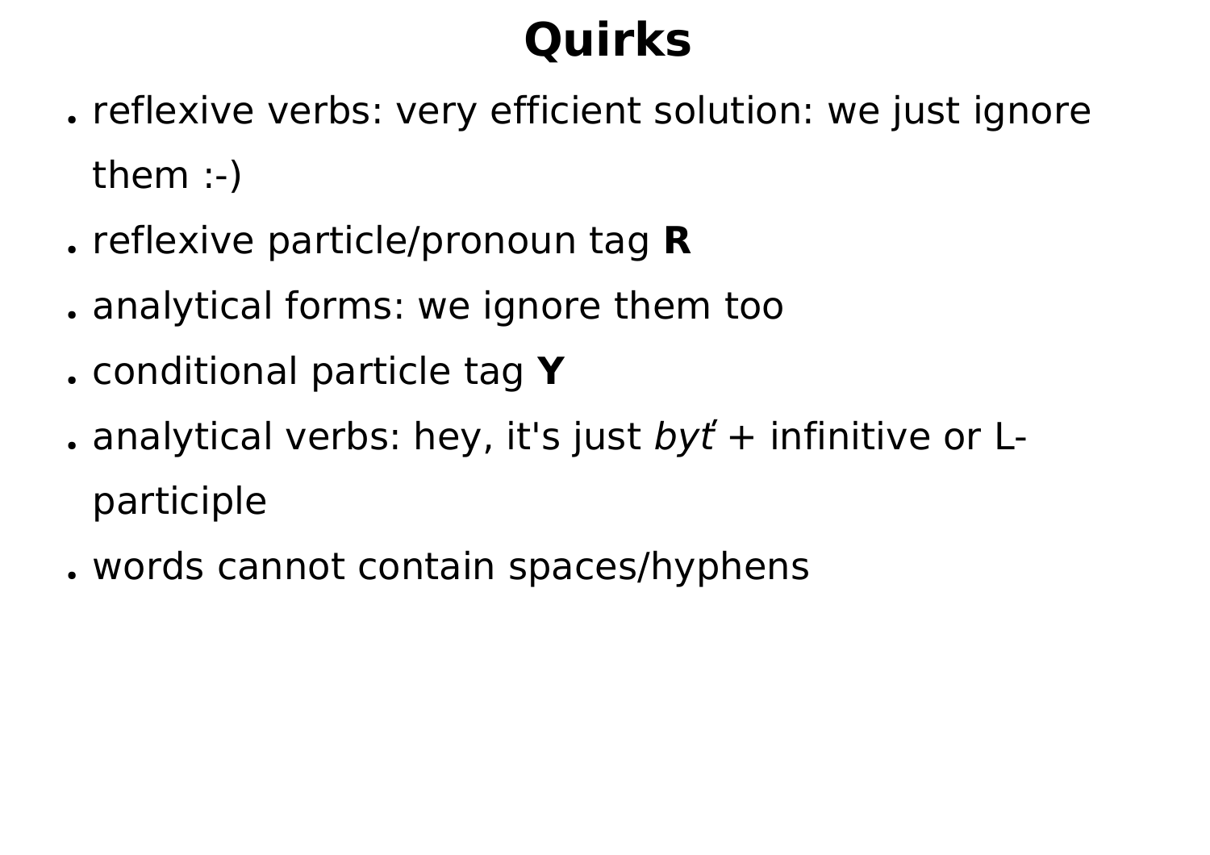# Quirks

- reflexive verbs: very efficient solution: we just ignore them :-)
- reflexive particle/pronoun tag **R**
- analytical forms: we ignore them too
- conditional particle tag **Y**
- analytical verbs: hey, it's just *byť* + infinitive or L-participle
- words cannot contain spaces/hyphens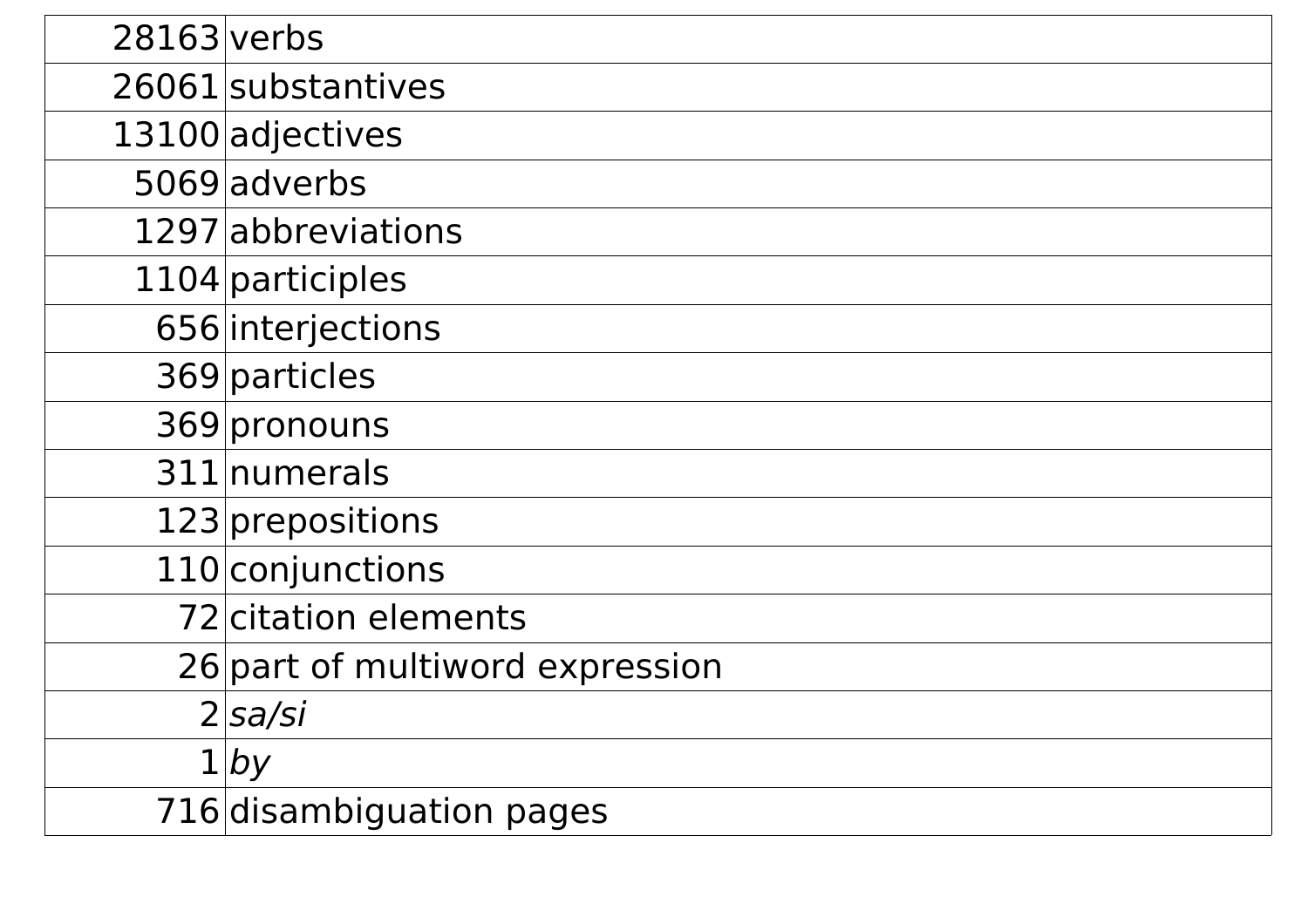| | |
|---|---|
| 28163 | verbs |
| 26061 | substantives |
| 13100 | adjectives |
| 5069 | adverbs |
| 1297 | abbreviations |
| 1104 | participles |
| 656 | interjections |
| 369 | particles |
| 369 | pronouns |
| 311 | numerals |
| 123 | prepositions |
| 110 | conjunctions |
| 72 | citation elements |
| 26 | part of multiword expression |
| 2 | *sa/si* |
| 1 | *by* |
| 716 | disambiguation pages |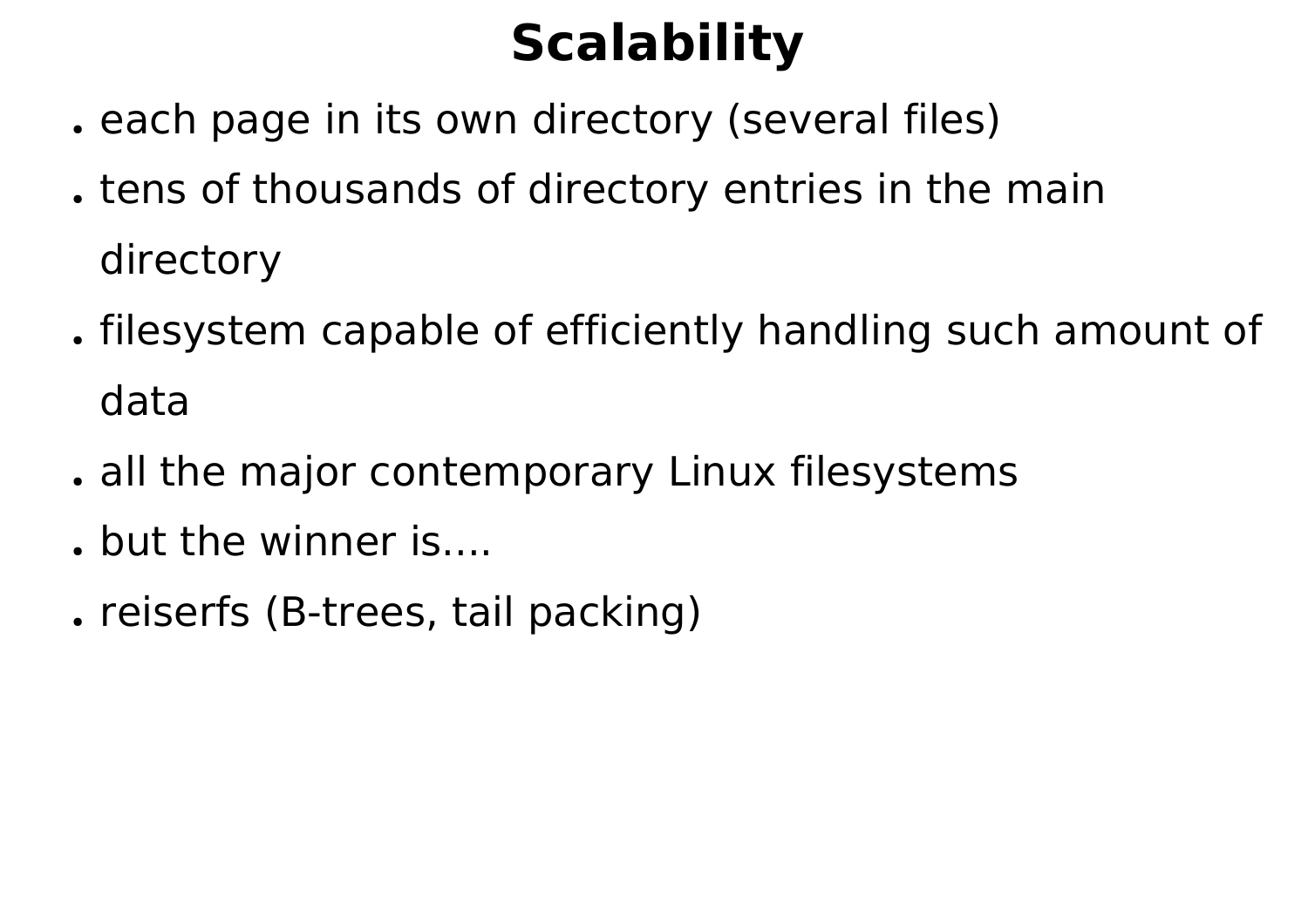# Scalability

- each page in its own directory (several files)
- tens of thousands of directory entries in the main directory
- filesystem capable of efficiently handling such amount of data
- all the major contemporary Linux filesystems
- but the winner is....
- reiserfs (B-trees, tail packing)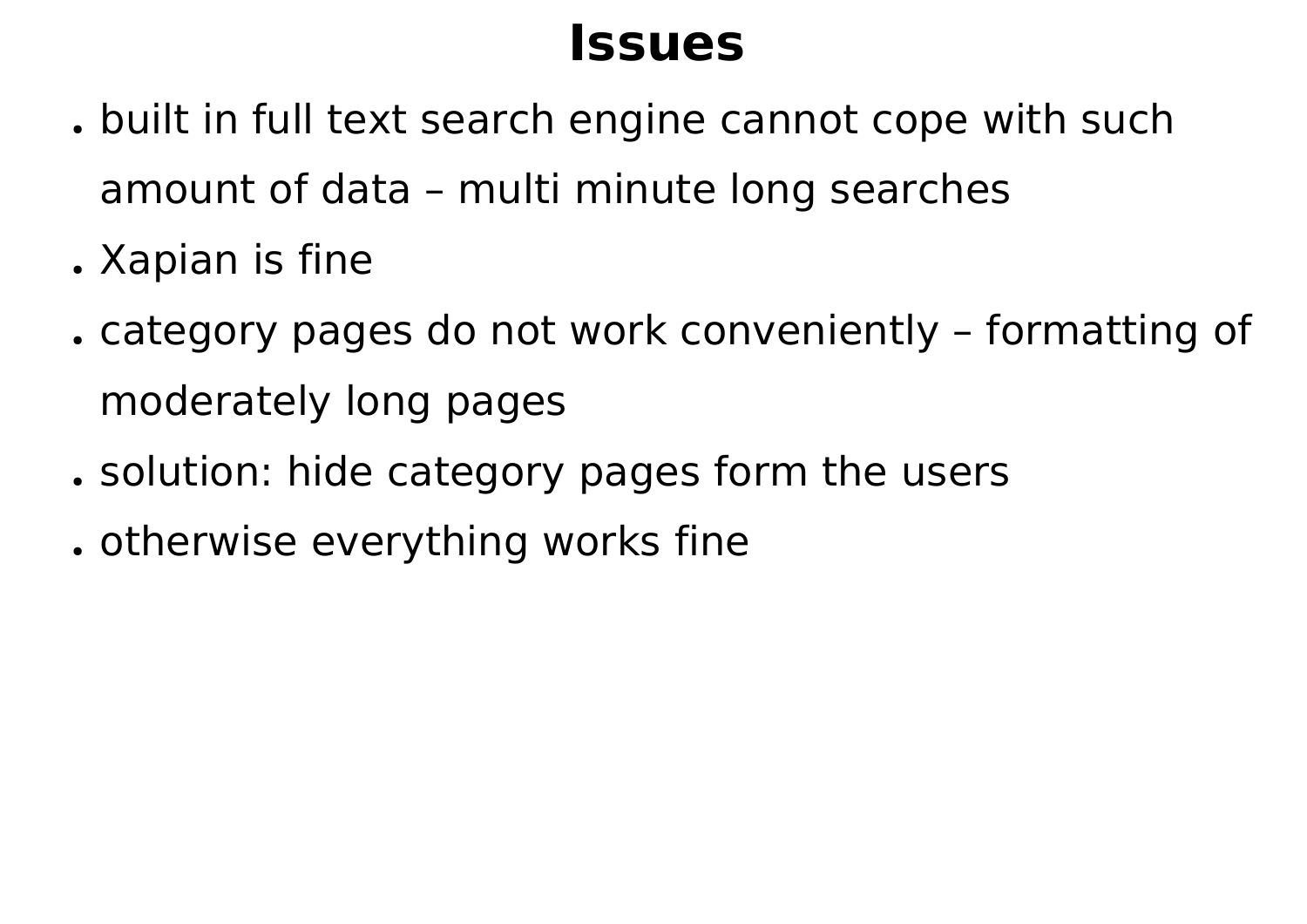# Issues

- built in full text search engine cannot cope with such amount of data – multi minute long searches
- Xapian is fine
- category pages do not work conveniently – formatting of moderately long pages
- solution: hide category pages form the users
- otherwise everything works fine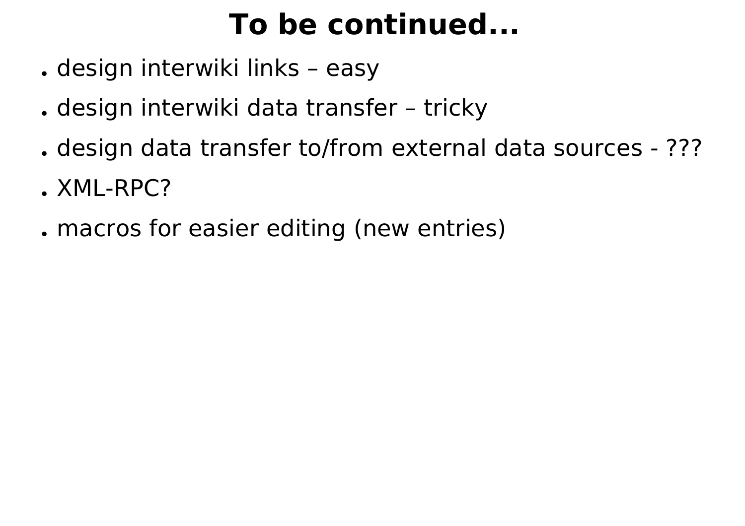# To be continued...

- design interwiki links – easy
- design interwiki data transfer – tricky
- design data transfer to/from external data sources - ???
- XML-RPC?
- macros for easier editing (new entries)